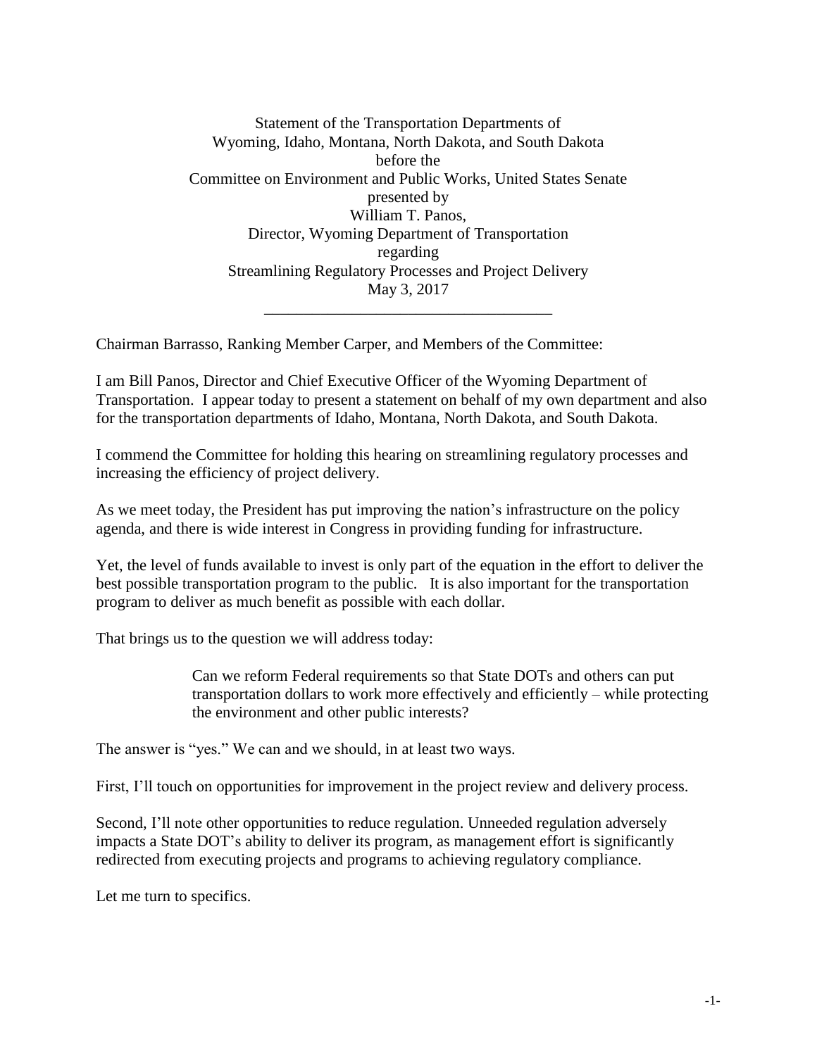Statement of the Transportation Departments of  
Wyoming, Idaho, Montana, North Dakota, and South Dakota  
before the  
Committee on Environment and Public Works, United States Senate  
presented by  
William T. Panos,  
Director, Wyoming Department of Transportation  
regarding  
Streamlining Regulatory Processes and Project Delivery  
May 3, 2017

---

Chairman Barrasso, Ranking Member Carper, and Members of the Committee:

I am Bill Panos, Director and Chief Executive Officer of the Wyoming Department of Transportation. I appear today to present a statement on behalf of my own department and also for the transportation departments of Idaho, Montana, North Dakota, and South Dakota.

I commend the Committee for holding this hearing on streamlining regulatory processes and increasing the efficiency of project delivery.

As we meet today, the President has put improving the nation's infrastructure on the policy agenda, and there is wide interest in Congress in providing funding for infrastructure.

Yet, the level of funds available to invest is only part of the equation in the effort to deliver the best possible transportation program to the public. It is also important for the transportation program to deliver as much benefit as possible with each dollar.

That brings us to the question we will address today:

> Can we reform Federal requirements so that State DOTs and others can put transportation dollars to work more effectively and efficiently – while protecting the environment and other public interests?

The answer is "yes." We can and we should, in at least two ways.

First, I'll touch on opportunities for improvement in the project review and delivery process.

Second, I'll note other opportunities to reduce regulation. Unneeded regulation adversely impacts a State DOT's ability to deliver its program, as management effort is significantly redirected from executing projects and programs to achieving regulatory compliance.

Let me turn to specifics.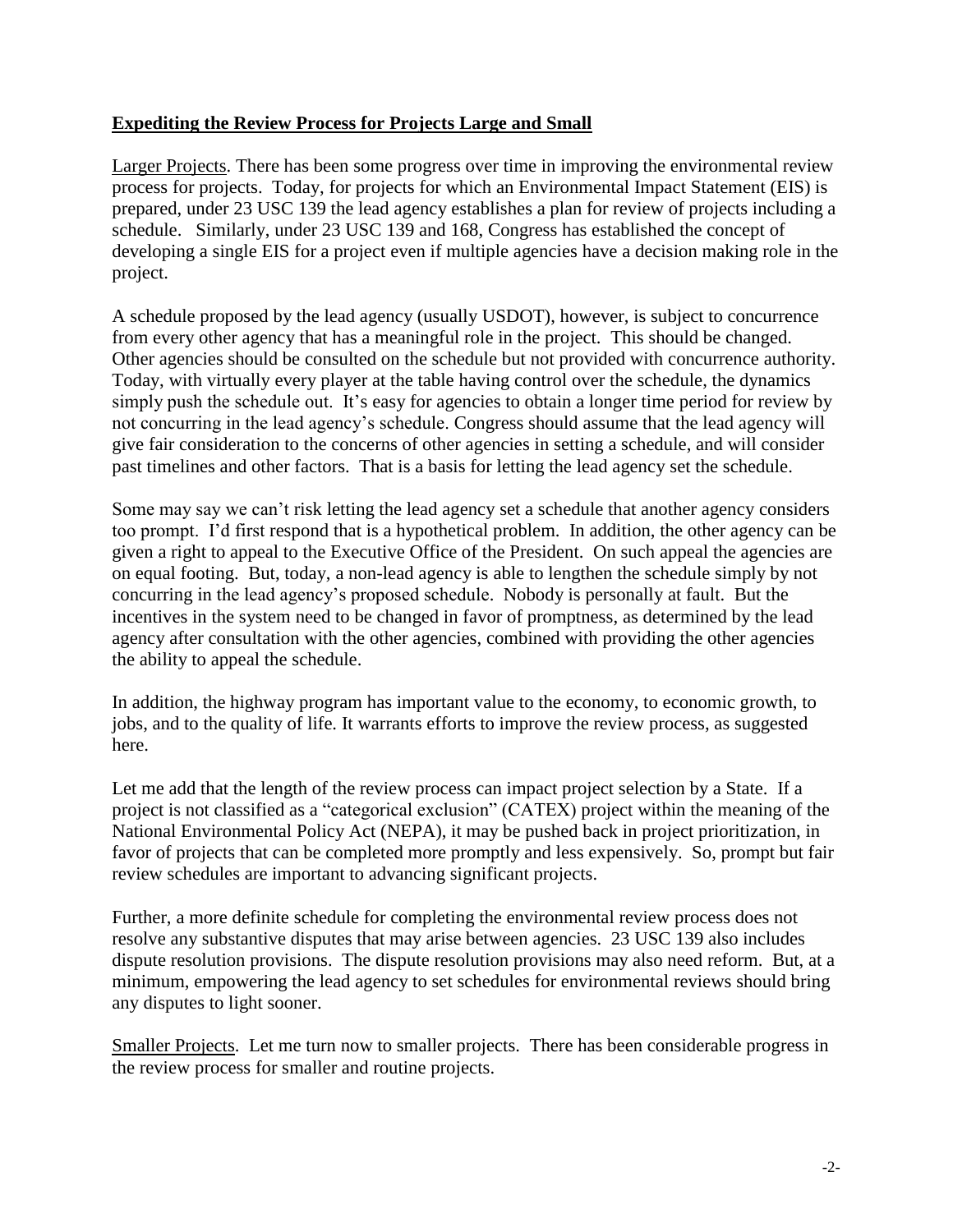## **Expediting the Review Process for Projects Large and Small**

Larger Projects. There has been some progress over time in improving the environmental review process for projects. Today, for projects for which an Environmental Impact Statement (EIS) is prepared, under 23 USC 139 the lead agency establishes a plan for review of projects including a schedule. Similarly, under 23 USC 139 and 168, Congress has established the concept of developing a single EIS for a project even if multiple agencies have a decision making role in the project.

A schedule proposed by the lead agency (usually USDOT), however, is subject to concurrence from every other agency that has a meaningful role in the project. This should be changed. Other agencies should be consulted on the schedule but not provided with concurrence authority. Today, with virtually every player at the table having control over the schedule, the dynamics simply push the schedule out. It's easy for agencies to obtain a longer time period for review by not concurring in the lead agency's schedule. Congress should assume that the lead agency will give fair consideration to the concerns of other agencies in setting a schedule, and will consider past timelines and other factors. That is a basis for letting the lead agency set the schedule.

Some may say we can't risk letting the lead agency set a schedule that another agency considers too prompt. I'd first respond that is a hypothetical problem. In addition, the other agency can be given a right to appeal to the Executive Office of the President. On such appeal the agencies are on equal footing. But, today, a non-lead agency is able to lengthen the schedule simply by not concurring in the lead agency's proposed schedule. Nobody is personally at fault. But the incentives in the system need to be changed in favor of promptness, as determined by the lead agency after consultation with the other agencies, combined with providing the other agencies the ability to appeal the schedule.

In addition, the highway program has important value to the economy, to economic growth, to jobs, and to the quality of life. It warrants efforts to improve the review process, as suggested here.

Let me add that the length of the review process can impact project selection by a State. If a project is not classified as a "categorical exclusion" (CATEX) project within the meaning of the National Environmental Policy Act (NEPA), it may be pushed back in project prioritization, in favor of projects that can be completed more promptly and less expensively. So, prompt but fair review schedules are important to advancing significant projects.

Further, a more definite schedule for completing the environmental review process does not resolve any substantive disputes that may arise between agencies. 23 USC 139 also includes dispute resolution provisions. The dispute resolution provisions may also need reform. But, at a minimum, empowering the lead agency to set schedules for environmental reviews should bring any disputes to light sooner.

Smaller Projects. Let me turn now to smaller projects. There has been considerable progress in the review process for smaller and routine projects.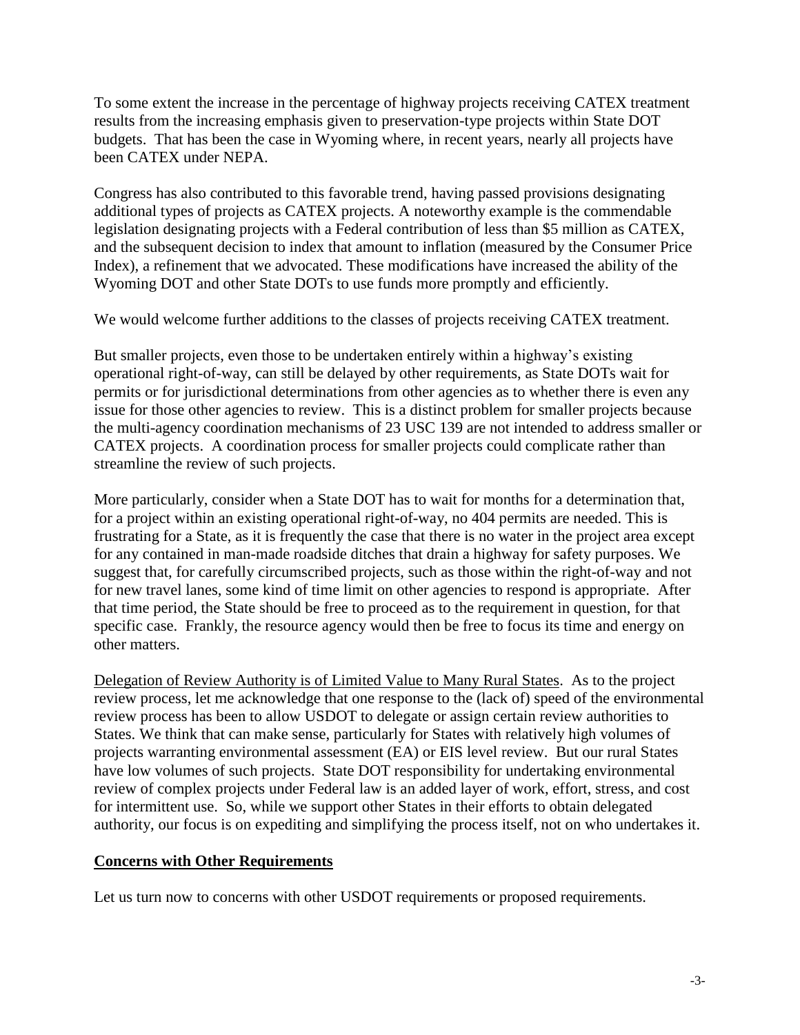To some extent the increase in the percentage of highway projects receiving CATEX treatment results from the increasing emphasis given to preservation-type projects within State DOT budgets. That has been the case in Wyoming where, in recent years, nearly all projects have been CATEX under NEPA.

Congress has also contributed to this favorable trend, having passed provisions designating additional types of projects as CATEX projects. A noteworthy example is the commendable legislation designating projects with a Federal contribution of less than $5 million as CATEX, and the subsequent decision to index that amount to inflation (measured by the Consumer Price Index), a refinement that we advocated. These modifications have increased the ability of the Wyoming DOT and other State DOTs to use funds more promptly and efficiently.

We would welcome further additions to the classes of projects receiving CATEX treatment.

But smaller projects, even those to be undertaken entirely within a highway's existing operational right-of-way, can still be delayed by other requirements, as State DOTs wait for permits or for jurisdictional determinations from other agencies as to whether there is even any issue for those other agencies to review. This is a distinct problem for smaller projects because the multi-agency coordination mechanisms of 23 USC 139 are not intended to address smaller or CATEX projects. A coordination process for smaller projects could complicate rather than streamline the review of such projects.

More particularly, consider when a State DOT has to wait for months for a determination that, for a project within an existing operational right-of-way, no 404 permits are needed. This is frustrating for a State, as it is frequently the case that there is no water in the project area except for any contained in man-made roadside ditches that drain a highway for safety purposes. We suggest that, for carefully circumscribed projects, such as those within the right-of-way and not for new travel lanes, some kind of time limit on other agencies to respond is appropriate. After that time period, the State should be free to proceed as to the requirement in question, for that specific case. Frankly, the resource agency would then be free to focus its time and energy on other matters.

<u>Delegation of Review Authority is of Limited Value to Many Rural States</u>. As to the project review process, let me acknowledge that one response to the (lack of) speed of the environmental review process has been to allow USDOT to delegate or assign certain review authorities to States. We think that can make sense, particularly for States with relatively high volumes of projects warranting environmental assessment (EA) or EIS level review. But our rural States have low volumes of such projects. State DOT responsibility for undertaking environmental review of complex projects under Federal law is an added layer of work, effort, stress, and cost for intermittent use. So, while we support other States in their efforts to obtain delegated authority, our focus is on expediting and simplifying the process itself, not on who undertakes it.

## **Concerns with Other Requirements**

Let us turn now to concerns with other USDOT requirements or proposed requirements.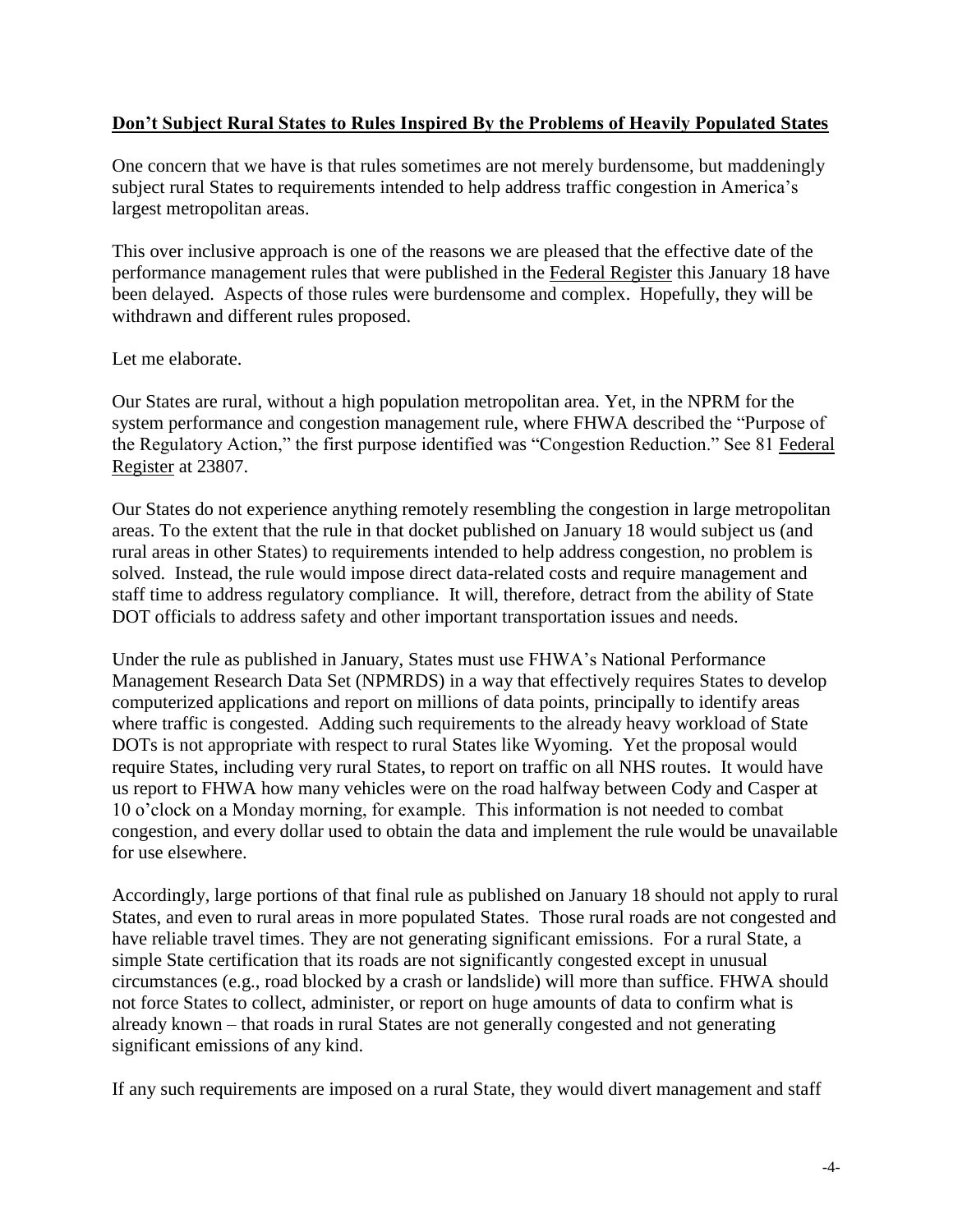**Don't Subject Rural States to Rules Inspired By the Problems of Heavily Populated States**

One concern that we have is that rules sometimes are not merely burdensome, but maddeningly subject rural States to requirements intended to help address traffic congestion in America's largest metropolitan areas.

This over inclusive approach is one of the reasons we are pleased that the effective date of the performance management rules that were published in the Federal Register this January 18 have been delayed. Aspects of those rules were burdensome and complex. Hopefully, they will be withdrawn and different rules proposed.

Let me elaborate.

Our States are rural, without a high population metropolitan area. Yet, in the NPRM for the system performance and congestion management rule, where FHWA described the "Purpose of the Regulatory Action," the first purpose identified was "Congestion Reduction." See 81 Federal Register at 23807.

Our States do not experience anything remotely resembling the congestion in large metropolitan areas. To the extent that the rule in that docket published on January 18 would subject us (and rural areas in other States) to requirements intended to help address congestion, no problem is solved. Instead, the rule would impose direct data-related costs and require management and staff time to address regulatory compliance. It will, therefore, detract from the ability of State DOT officials to address safety and other important transportation issues and needs.

Under the rule as published in January, States must use FHWA's National Performance Management Research Data Set (NPMRDS) in a way that effectively requires States to develop computerized applications and report on millions of data points, principally to identify areas where traffic is congested. Adding such requirements to the already heavy workload of State DOTs is not appropriate with respect to rural States like Wyoming. Yet the proposal would require States, including very rural States, to report on traffic on all NHS routes. It would have us report to FHWA how many vehicles were on the road halfway between Cody and Casper at 10 o'clock on a Monday morning, for example. This information is not needed to combat congestion, and every dollar used to obtain the data and implement the rule would be unavailable for use elsewhere.

Accordingly, large portions of that final rule as published on January 18 should not apply to rural States, and even to rural areas in more populated States. Those rural roads are not congested and have reliable travel times. They are not generating significant emissions. For a rural State, a simple State certification that its roads are not significantly congested except in unusual circumstances (e.g., road blocked by a crash or landslide) will more than suffice. FHWA should not force States to collect, administer, or report on huge amounts of data to confirm what is already known – that roads in rural States are not generally congested and not generating significant emissions of any kind.

If any such requirements are imposed on a rural State, they would divert management and staff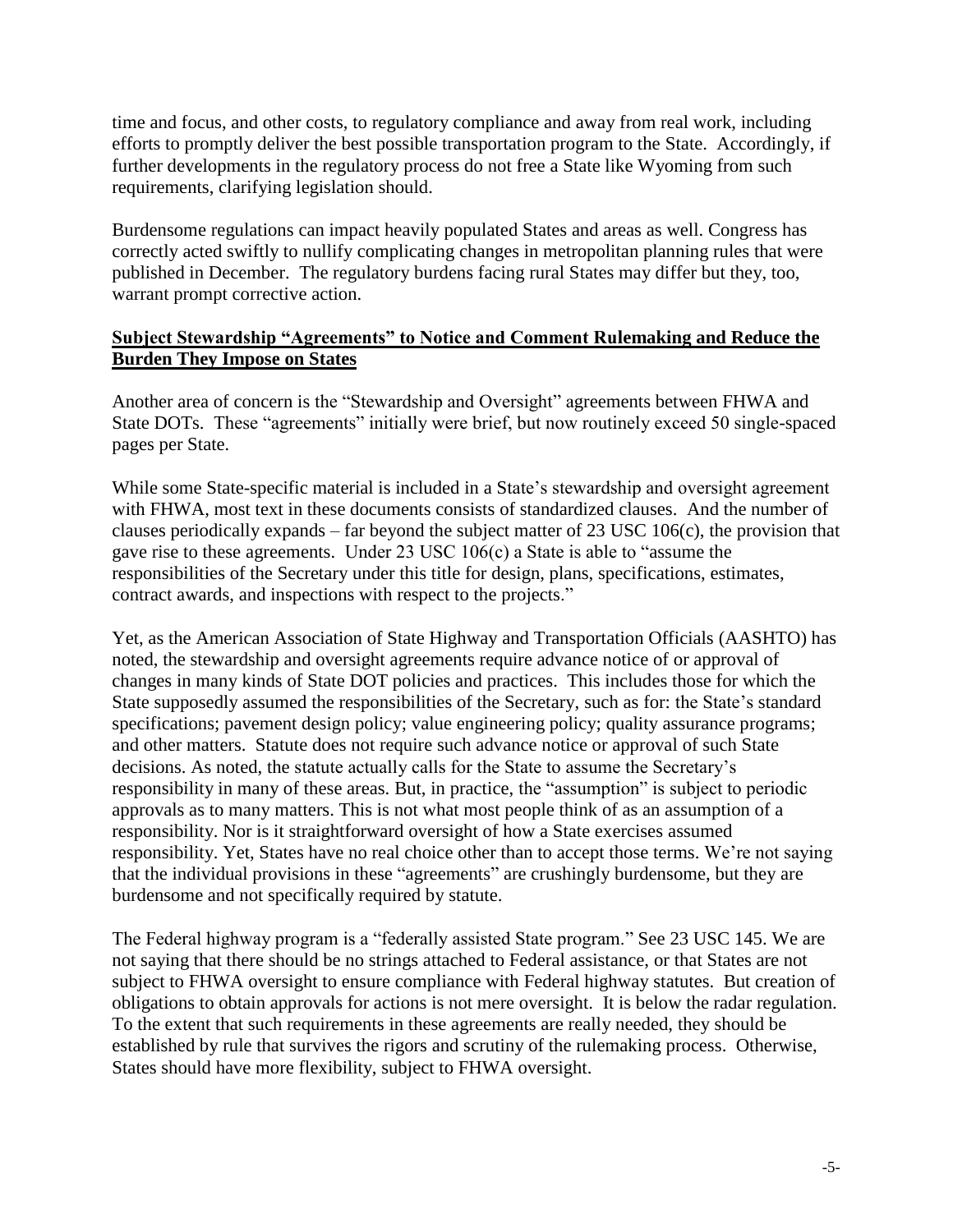time and focus, and other costs, to regulatory compliance and away from real work, including efforts to promptly deliver the best possible transportation program to the State. Accordingly, if further developments in the regulatory process do not free a State like Wyoming from such requirements, clarifying legislation should.

Burdensome regulations can impact heavily populated States and areas as well. Congress has correctly acted swiftly to nullify complicating changes in metropolitan planning rules that were published in December. The regulatory burdens facing rural States may differ but they, too, warrant prompt corrective action.

**Subject Stewardship "Agreements" to Notice and Comment Rulemaking and Reduce the Burden They Impose on States**

Another area of concern is the "Stewardship and Oversight" agreements between FHWA and State DOTs. These "agreements" initially were brief, but now routinely exceed 50 single-spaced pages per State.

While some State-specific material is included in a State's stewardship and oversight agreement with FHWA, most text in these documents consists of standardized clauses. And the number of clauses periodically expands – far beyond the subject matter of 23 USC 106(c), the provision that gave rise to these agreements. Under 23 USC 106(c) a State is able to "assume the responsibilities of the Secretary under this title for design, plans, specifications, estimates, contract awards, and inspections with respect to the projects."

Yet, as the American Association of State Highway and Transportation Officials (AASHTO) has noted, the stewardship and oversight agreements require advance notice of or approval of changes in many kinds of State DOT policies and practices. This includes those for which the State supposedly assumed the responsibilities of the Secretary, such as for: the State's standard specifications; pavement design policy; value engineering policy; quality assurance programs; and other matters. Statute does not require such advance notice or approval of such State decisions. As noted, the statute actually calls for the State to assume the Secretary's responsibility in many of these areas. But, in practice, the "assumption" is subject to periodic approvals as to many matters. This is not what most people think of as an assumption of a responsibility. Nor is it straightforward oversight of how a State exercises assumed responsibility. Yet, States have no real choice other than to accept those terms. We're not saying that the individual provisions in these "agreements" are crushingly burdensome, but they are burdensome and not specifically required by statute.

The Federal highway program is a "federally assisted State program." See 23 USC 145. We are not saying that there should be no strings attached to Federal assistance, or that States are not subject to FHWA oversight to ensure compliance with Federal highway statutes. But creation of obligations to obtain approvals for actions is not mere oversight. It is below the radar regulation. To the extent that such requirements in these agreements are really needed, they should be established by rule that survives the rigors and scrutiny of the rulemaking process. Otherwise, States should have more flexibility, subject to FHWA oversight.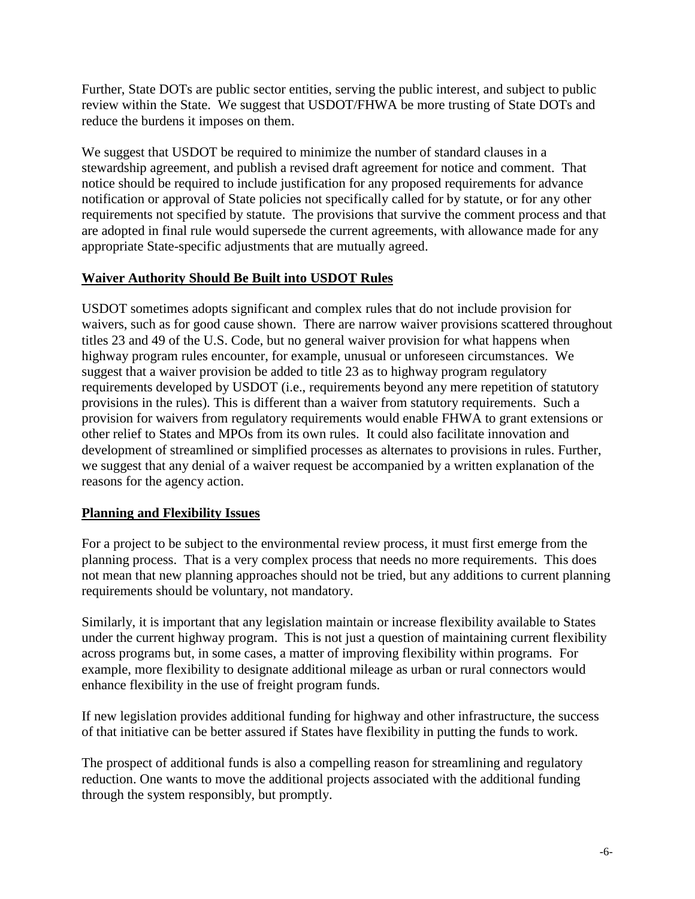Further, State DOTs are public sector entities, serving the public interest, and subject to public review within the State. We suggest that USDOT/FHWA be more trusting of State DOTs and reduce the burdens it imposes on them.

We suggest that USDOT be required to minimize the number of standard clauses in a stewardship agreement, and publish a revised draft agreement for notice and comment. That notice should be required to include justification for any proposed requirements for advance notification or approval of State policies not specifically called for by statute, or for any other requirements not specified by statute. The provisions that survive the comment process and that are adopted in final rule would supersede the current agreements, with allowance made for any appropriate State-specific adjustments that are mutually agreed.

## Waiver Authority Should Be Built into USDOT Rules

USDOT sometimes adopts significant and complex rules that do not include provision for waivers, such as for good cause shown. There are narrow waiver provisions scattered throughout titles 23 and 49 of the U.S. Code, but no general waiver provision for what happens when highway program rules encounter, for example, unusual or unforeseen circumstances. We suggest that a waiver provision be added to title 23 as to highway program regulatory requirements developed by USDOT (i.e., requirements beyond any mere repetition of statutory provisions in the rules). This is different than a waiver from statutory requirements. Such a provision for waivers from regulatory requirements would enable FHWA to grant extensions or other relief to States and MPOs from its own rules. It could also facilitate innovation and development of streamlined or simplified processes as alternates to provisions in rules. Further, we suggest that any denial of a waiver request be accompanied by a written explanation of the reasons for the agency action.

## Planning and Flexibility Issues

For a project to be subject to the environmental review process, it must first emerge from the planning process. That is a very complex process that needs no more requirements. This does not mean that new planning approaches should not be tried, but any additions to current planning requirements should be voluntary, not mandatory.

Similarly, it is important that any legislation maintain or increase flexibility available to States under the current highway program. This is not just a question of maintaining current flexibility across programs but, in some cases, a matter of improving flexibility within programs. For example, more flexibility to designate additional mileage as urban or rural connectors would enhance flexibility in the use of freight program funds.

If new legislation provides additional funding for highway and other infrastructure, the success of that initiative can be better assured if States have flexibility in putting the funds to work.

The prospect of additional funds is also a compelling reason for streamlining and regulatory reduction. One wants to move the additional projects associated with the additional funding through the system responsibly, but promptly.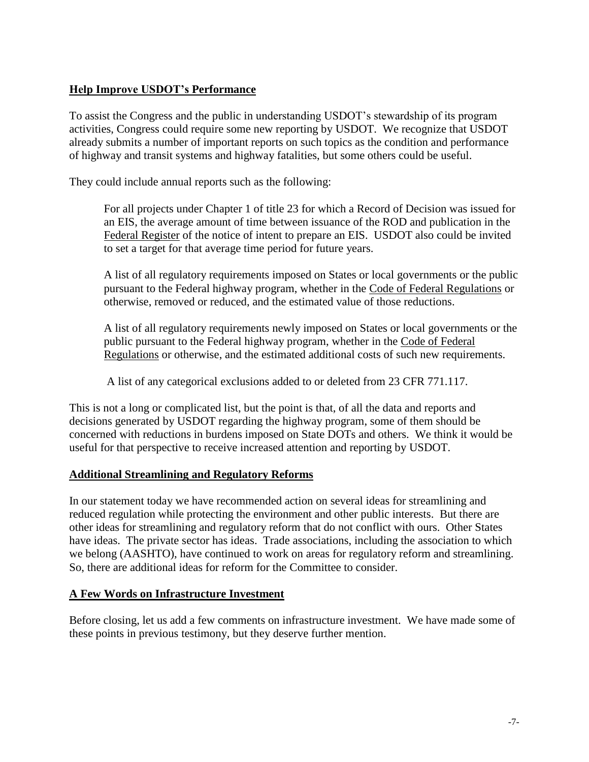## Help Improve USDOT's Performance

To assist the Congress and the public in understanding USDOT's stewardship of its program activities, Congress could require some new reporting by USDOT. We recognize that USDOT already submits a number of important reports on such topics as the condition and performance of highway and transit systems and highway fatalities, but some others could be useful.

They could include annual reports such as the following:

> For all projects under Chapter 1 of title 23 for which a Record of Decision was issued for an EIS, the average amount of time between issuance of the ROD and publication in the Federal Register of the notice of intent to prepare an EIS. USDOT also could be invited to set a target for that average time period for future years.
>
> A list of all regulatory requirements imposed on States or local governments or the public pursuant to the Federal highway program, whether in the Code of Federal Regulations or otherwise, removed or reduced, and the estimated value of those reductions.
>
> A list of all regulatory requirements newly imposed on States or local governments or the public pursuant to the Federal highway program, whether in the Code of Federal Regulations or otherwise, and the estimated additional costs of such new requirements.
>
> A list of any categorical exclusions added to or deleted from 23 CFR 771.117.

This is not a long or complicated list, but the point is that, of all the data and reports and decisions generated by USDOT regarding the highway program, some of them should be concerned with reductions in burdens imposed on State DOTs and others. We think it would be useful for that perspective to receive increased attention and reporting by USDOT.

## Additional Streamlining and Regulatory Reforms

In our statement today we have recommended action on several ideas for streamlining and reduced regulation while protecting the environment and other public interests. But there are other ideas for streamlining and regulatory reform that do not conflict with ours. Other States have ideas. The private sector has ideas. Trade associations, including the association to which we belong (AASHTO), have continued to work on areas for regulatory reform and streamlining. So, there are additional ideas for reform for the Committee to consider.

## A Few Words on Infrastructure Investment

Before closing, let us add a few comments on infrastructure investment. We have made some of these points in previous testimony, but they deserve further mention.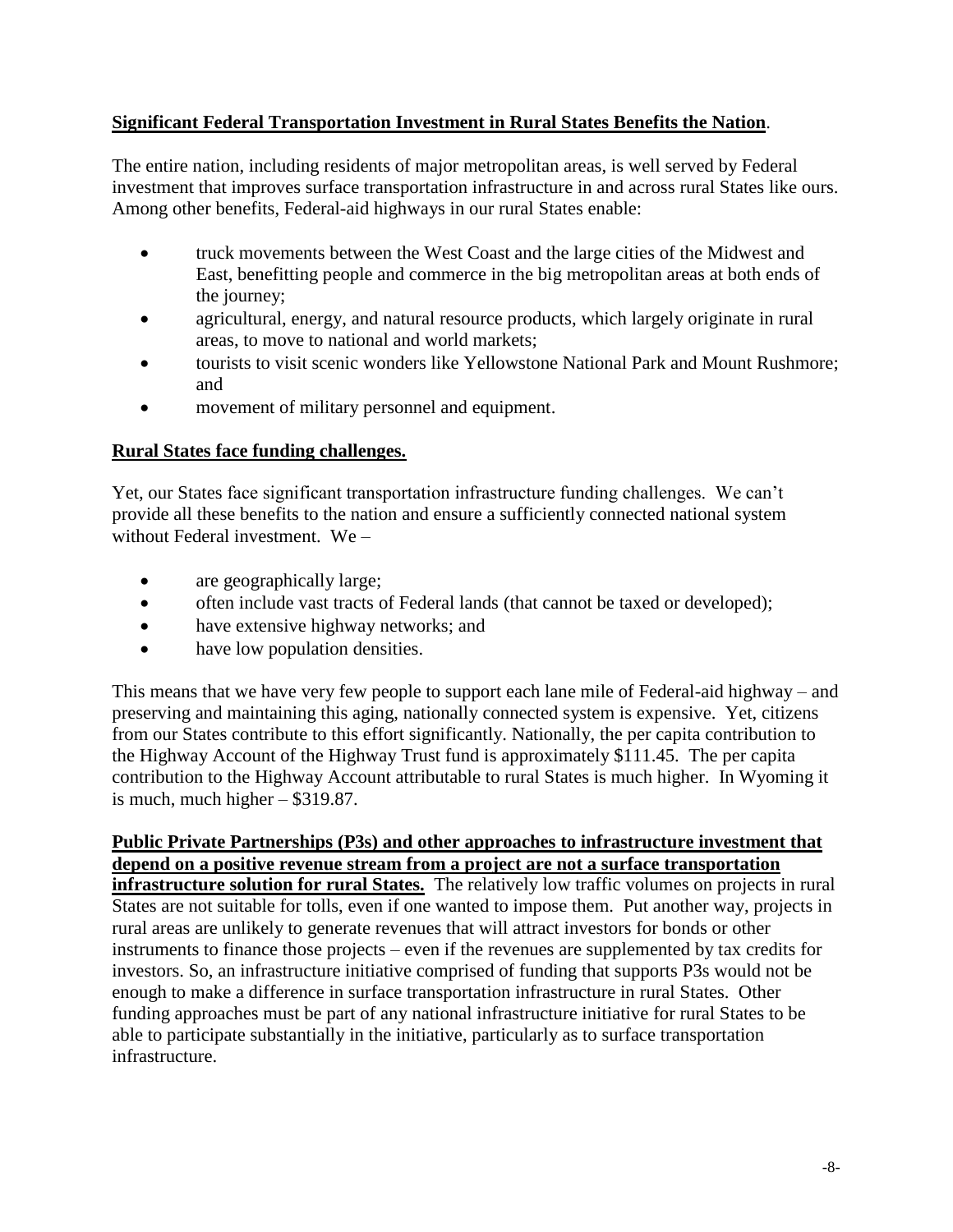**<u>Significant Federal Transportation Investment in Rural States Benefits the Nation</u>**.

The entire nation, including residents of major metropolitan areas, is well served by Federal investment that improves surface transportation infrastructure in and across rural States like ours. Among other benefits, Federal-aid highways in our rural States enable:

- truck movements between the West Coast and the large cities of the Midwest and East, benefitting people and commerce in the big metropolitan areas at both ends of the journey;
- agricultural, energy, and natural resource products, which largely originate in rural areas, to move to national and world markets;
- tourists to visit scenic wonders like Yellowstone National Park and Mount Rushmore; and
- movement of military personnel and equipment.

**<u>Rural States face funding challenges.</u>**

Yet, our States face significant transportation infrastructure funding challenges. We can't provide all these benefits to the nation and ensure a sufficiently connected national system without Federal investment. We –

- are geographically large;
- often include vast tracts of Federal lands (that cannot be taxed or developed);
- have extensive highway networks; and
- have low population densities.

This means that we have very few people to support each lane mile of Federal-aid highway – and preserving and maintaining this aging, nationally connected system is expensive. Yet, citizens from our States contribute to this effort significantly. Nationally, the per capita contribution to the Highway Account of the Highway Trust fund is approximately $111.45. The per capita contribution to the Highway Account attributable to rural States is much higher. In Wyoming it is much, much higher – $319.87.

**<u>Public Private Partnerships (P3s) and other approaches to infrastructure investment that depend on a positive revenue stream from a project are not a surface transportation infrastructure solution for rural States.</u>** The relatively low traffic volumes on projects in rural States are not suitable for tolls, even if one wanted to impose them. Put another way, projects in rural areas are unlikely to generate revenues that will attract investors for bonds or other instruments to finance those projects – even if the revenues are supplemented by tax credits for investors. So, an infrastructure initiative comprised of funding that supports P3s would not be enough to make a difference in surface transportation infrastructure in rural States. Other funding approaches must be part of any national infrastructure initiative for rural States to be able to participate substantially in the initiative, particularly as to surface transportation infrastructure.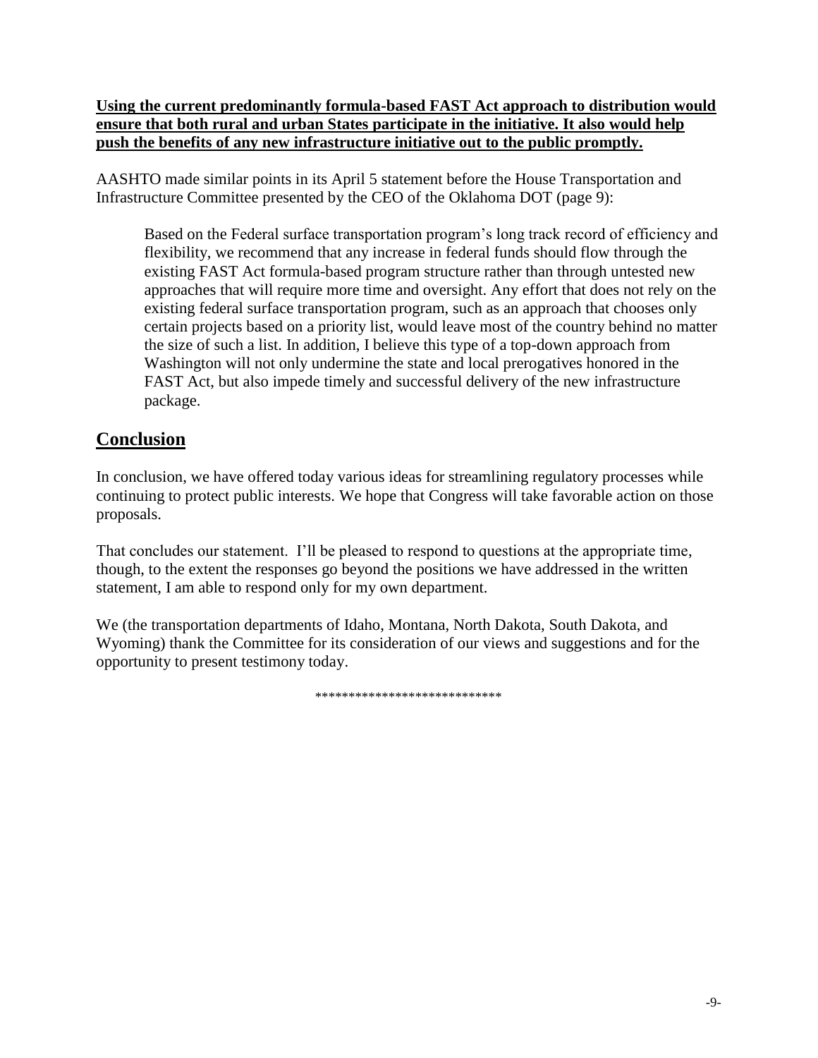**Using the current predominantly formula-based FAST Act approach to distribution would ensure that both rural and urban States participate in the initiative. It also would help push the benefits of any new infrastructure initiative out to the public promptly.**

AASHTO made similar points in its April 5 statement before the House Transportation and Infrastructure Committee presented by the CEO of the Oklahoma DOT (page 9):

> Based on the Federal surface transportation program's long track record of efficiency and flexibility, we recommend that any increase in federal funds should flow through the existing FAST Act formula-based program structure rather than through untested new approaches that will require more time and oversight. Any effort that does not rely on the existing federal surface transportation program, such as an approach that chooses only certain projects based on a priority list, would leave most of the country behind no matter the size of such a list. In addition, I believe this type of a top-down approach from Washington will not only undermine the state and local prerogatives honored in the FAST Act, but also impede timely and successful delivery of the new infrastructure package.

## Conclusion

In conclusion, we have offered today various ideas for streamlining regulatory processes while continuing to protect public interests. We hope that Congress will take favorable action on those proposals.

That concludes our statement. I'll be pleased to respond to questions at the appropriate time, though, to the extent the responses go beyond the positions we have addressed in the written statement, I am able to respond only for my own department.

We (the transportation departments of Idaho, Montana, North Dakota, South Dakota, and Wyoming) thank the Committee for its consideration of our views and suggestions and for the opportunity to present testimony today.

***************************